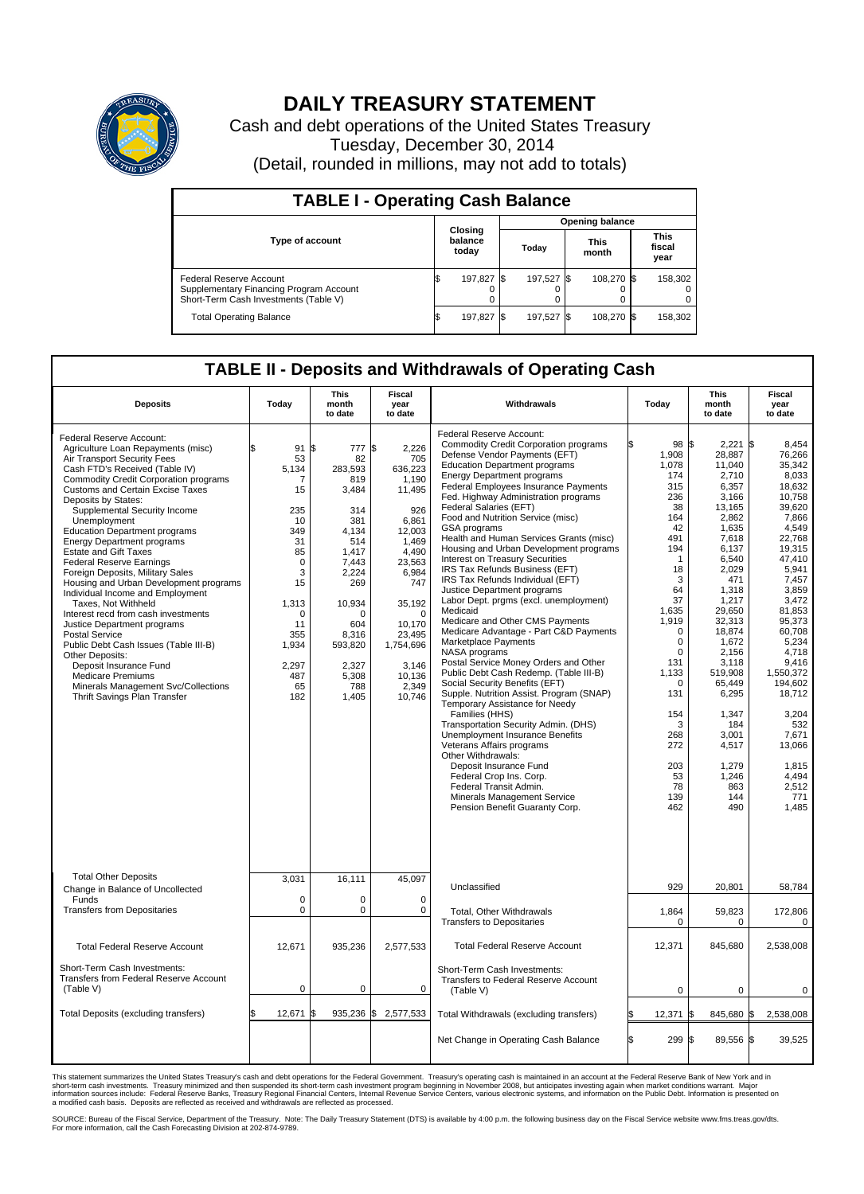# DAILY TREASURY STATEMENT

Cash and debt operations of the United States Treasury

Tuesday, December 30, 2014

(Detail, rounded in millions, may not add to totals)

## TABLE I - Operating Cash Balance

| Type of account | Closing balance today | Opening balance Today | Opening balance This month | Opening balance This fiscal year |
|---|---|---|---|---|
| Federal Reserve Account | $ 197,827 | $ 197,527 | $ 108,270 | $ 158,302 |
| Supplementary Financing Program Account | 0 | 0 | 0 | 0 |
| Short-Term Cash Investments (Table V) | 0 | 0 | 0 | 0 |
| Total Operating Balance | $ 197,827 | $ 197,527 | $ 108,270 | $ 158,302 |

## TABLE II - Deposits and Withdrawals of Operating Cash

| Deposits | Today | This month to date | Fiscal year to date | Withdrawals | Today | This month to date | Fiscal year to date |
|---|---|---|---|---|---|---|---|
| Federal Reserve Account: | | | | Federal Reserve Account: | | | |
| Agriculture Loan Repayments (misc) | $ 91 | $ 777 | $ 2,226 | Commodity Credit Corporation programs | $ 98 | $ 2,221 | $ 8,454 |
| Air Transport Security Fees | 53 | 82 | 705 | Defense Vendor Payments (EFT) | 1,908 | 28,887 | 76,266 |
| Cash FTD's Received (Table IV) | 5,134 | 283,593 | 636,223 | Education Department programs | 1,078 | 11,040 | 35,342 |
| Commodity Credit Corporation programs | 7 | 819 | 1,190 | Energy Department programs | 174 | 2,710 | 8,033 |
| Customs and Certain Excise Taxes | 15 | 3,484 | 11,495 | Federal Employees Insurance Payments | 315 | 6,357 | 18,632 |
| Deposits by States: | | | | Fed. Highway Administration programs | 236 | 3,166 | 10,758 |
| Supplemental Security Income | 235 | 314 | 926 | Federal Salaries (EFT) | 38 | 13,165 | 39,620 |
| Unemployment | 10 | 381 | 6,861 | Food and Nutrition Service (misc) | 164 | 2,862 | 7,866 |
| Education Department programs | 349 | 4,134 | 12,003 | GSA programs | 42 | 1,635 | 4,549 |
| Energy Department programs | 31 | 514 | 1,469 | Health and Human Services Grants (misc) | 491 | 7,618 | 22,768 |
| Estate and Gift Taxes | 85 | 1,417 | 4,490 | Housing and Urban Development programs | 194 | 6,137 | 19,315 |
| Federal Reserve Earnings | 0 | 7,443 | 23,563 | Interest on Treasury Securities | 1 | 6,540 | 47,410 |
| Foreign Deposits, Military Sales | 3 | 2,224 | 6,984 | IRS Tax Refunds Business (EFT) | 18 | 2,029 | 5,941 |
| Housing and Urban Development programs | 15 | 269 | 747 | IRS Tax Refunds Individual (EFT) | 3 | 471 | 7,457 |
| Individual Income and Employment Taxes, Not Withheld | 1,313 | 10,934 | 35,192 | Justice Department programs | 64 | 1,318 | 3,859 |
| Interest recd from cash investments | 0 | 0 | 0 | Labor Dept. prgms (excl. unemployment) | 37 | 1,217 | 3,472 |
| Justice Department programs | 11 | 604 | 10,170 | Medicaid | 1,635 | 29,650 | 81,853 |
| Postal Service | 355 | 8,316 | 23,495 | Medicare and Other CMS Payments | 1,919 | 32,313 | 95,373 |
| Public Debt Cash Issues (Table III-B) | 1,934 | 593,820 | 1,754,696 | Medicare Advantage - Part C&D Payments | 0 | 18,874 | 60,708 |
| Other Deposits: | | | | Marketplace Payments | 0 | 1,672 | 5,234 |
| Deposit Insurance Fund | 2,297 | 2,327 | 3,146 | NASA programs | 0 | 2,156 | 4,718 |
| Medicare Premiums | 487 | 5,308 | 10,136 | Postal Service Money Orders and Other | 131 | 3,118 | 9,416 |
| Minerals Management Svc/Collections | 65 | 788 | 2,349 | Public Debt Cash Redemp. (Table III-B) | 1,133 | 519,908 | 1,550,372 |
| Thrift Savings Plan Transfer | 182 | 1,405 | 10,746 | Social Security Benefits (EFT) | 0 | 65,449 | 194,602 |
| | | | | Supple. Nutrition Assist. Program (SNAP) | 131 | 6,295 | 18,712 |
| | | | | Temporary Assistance for Needy Families (HHS) | 154 | 1,347 | 3,204 |
| | | | | Transportation Security Admin. (DHS) | 3 | 184 | 532 |
| | | | | Unemployment Insurance Benefits | 268 | 3,001 | 7,671 |
| | | | | Veterans Affairs programs | 272 | 4,517 | 13,066 |
| | | | | Other Withdrawals: | | | |
| | | | | Deposit Insurance Fund | 203 | 1,279 | 1,815 |
| | | | | Federal Crop Ins. Corp. | 53 | 1,246 | 4,494 |
| | | | | Federal Transit Admin. | 78 | 863 | 2,512 |
| | | | | Minerals Management Service | 139 | 144 | 771 |
| | | | | Pension Benefit Guaranty Corp. | 462 | 490 | 1,485 |
| Total Other Deposits | 3,031 | 16,111 | 45,097 | Unclassified | 929 | 20,801 | 58,784 |
| Change in Balance of Uncollected Funds | 0 | 0 | 0 | | | | |
| Transfers from Depositaries | 0 | 0 | 0 | Total, Other Withdrawals | 1,864 | 59,823 | 172,806 |
| | | | | Transfers to Depositaries | 0 | 0 | 0 |
| Total Federal Reserve Account | 12,671 | 935,236 | 2,577,533 | Total Federal Reserve Account | 12,371 | 845,680 | 2,538,008 |
| Short-Term Cash Investments: Transfers from Federal Reserve Account (Table V) | 0 | 0 | 0 | Short-Term Cash Investments: Transfers to Federal Reserve Account (Table V) | 0 | 0 | 0 |
| Total Deposits (excluding transfers) | $ 12,671 | $ 935,236 | $ 2,577,533 | Total Withdrawals (excluding transfers) | $ 12,371 | $ 845,680 | $ 2,538,008 |
| | | | | Net Change in Operating Cash Balance | $ 299 | $ 89,556 | $ 39,525 |

This statement summarizes the United States Treasury's cash and debt operations for the Federal Government. Treasury's operating cash is maintained in an account at the Federal Reserve Bank of New York and in short-term cash investments. Treasury minimized and then suspended its short-term cash investment program beginning in November 2008, but anticipates investing again when market conditions warrant. Major information sources include: Federal Reserve Banks, Treasury Regional Financial Centers, Internal Revenue Service Centers, various electronic systems, and information on the Public Debt. Information is presented on a modified cash basis. Deposits are reflected as received and withdrawals are reflected as processed.

SOURCE: Bureau of the Fiscal Service, Department of the Treasury. Note: The Daily Treasury Statement (DTS) is available by 4:00 p.m. the following business day on the Fiscal Service website www.fms.treas.gov/dts. For more information, call the Cash Forecasting Division at 202-874-9789.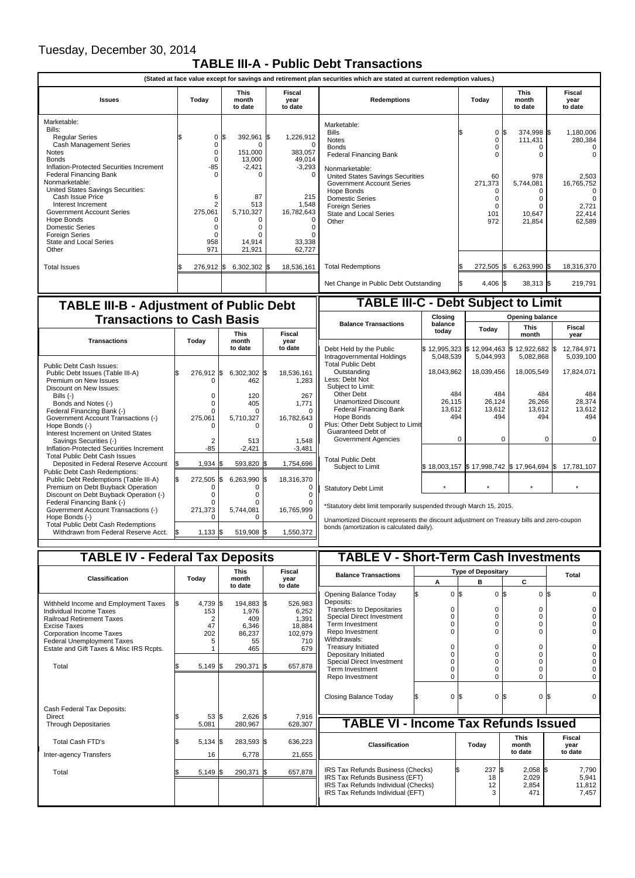Tuesday, December 30, 2014

# TABLE III-A - Public Debt Transactions

(Stated at face value except for savings and retirement plan securities which are stated at current redemption values.)

| Issues | Today | This month to date | Fiscal year to date |
|---|---|---|---|
| Marketable: | | | |
| Bills: | | | |
| Regular Series | $ 0 | $ 392,961 | $ 1,226,912 |
| Cash Management Series | 0 | 0 | 0 |
| Notes | 0 | 151,000 | 383,057 |
| Bonds | 0 | 13,000 | 49,014 |
| Inflation-Protected Securities Increment | -85 | -2,421 | -3,293 |
| Federal Financing Bank | 0 | 0 | 0 |
| Nonmarketable: | | | |
| United States Savings Securities: | | | |
| Cash Issue Price | 6 | 87 | 215 |
| Interest Increment | 2 | 513 | 1,548 |
| Government Account Series | 275,061 | 5,710,327 | 16,782,643 |
| Hope Bonds | 0 | 0 | 0 |
| Domestic Series | 0 | 0 | 0 |
| Foreign Series | 0 | 0 | 0 |
| State and Local Series | 958 | 14,914 | 33,338 |
| Other | 971 | 21,921 | 62,727 |
| Total Issues | $ 276,912 | $ 6,302,302 | $ 18,536,161 |

| Redemptions | Today | This month to date | Fiscal year to date |
|---|---|---|---|
| Marketable: | | | |
| Bills | $ 0 | $ 374,998 | $ 1,180,006 |
| Notes | 0 | 111,431 | 280,384 |
| Bonds | 0 | 0 | 0 |
| Federal Financing Bank | 0 | 0 | 0 |
| Nonmarketable: | | | |
| United States Savings Securities | 60 | 978 | 2,503 |
| Government Account Series | 271,373 | 5,744,081 | 16,765,752 |
| Hope Bonds | 0 | 0 | 0 |
| Domestic Series | 0 | 0 | 0 |
| Foreign Series | 0 | 0 | 2,721 |
| State and Local Series | 101 | 10,647 | 22,414 |
| Other | 972 | 21,854 | 62,589 |
| Total Redemptions | $ 272,505 | $ 6,263,990 | $ 18,316,370 |
| Net Change in Public Debt Outstanding | $ 4,406 | $ 38,313 | $ 219,791 |

# TABLE III-B - Adjustment of Public Debt Transactions to Cash Basis

| Transactions | Today | This month to date | Fiscal year to date |
|---|---|---|---|
| Public Debt Cash Issues: | | | |
| Public Debt Issues (Table III-A) | $ 276,912 | $ 6,302,302 | $ 18,536,161 |
| Premium on New Issues | 0 | 462 | 1,283 |
| Discount on New Issues: | | | |
| Bills (-) | 0 | 120 | 267 |
| Bonds and Notes (-) | 0 | 405 | 1,771 |
| Federal Financing Bank (-) | 0 | 0 | 0 |
| Government Account Transactions (-) | 275,061 | 5,710,327 | 16,782,643 |
| Hope Bonds (-) | 0 | 0 | 0 |
| Interest Increment on United States Savings Securities (-) | 2 | 513 | 1,548 |
| Inflation-Protected Securities Increment | -85 | -2,421 | -3,481 |
| Total Public Debt Cash Issues Deposited in Federal Reserve Account | $ 1,934 | $ 593,820 | $ 1,754,696 |
| Public Debt Cash Redemptions: | | | |
| Public Debt Redemptions (Table III-A) | $ 272,505 | $ 6,263,990 | $ 18,316,370 |
| Premium on Debt Buyback Operation | 0 | 0 | 0 |
| Discount on Debt Buyback Operation (-) | 0 | 0 | 0 |
| Federal Financing Bank (-) | 0 | 0 | 0 |
| Government Account Transactions (-) | 271,373 | 5,744,081 | 16,765,999 |
| Hope Bonds (-) | 0 | 0 | 0 |
| Total Public Debt Cash Redemptions Withdrawn from Federal Reserve Acct. | $ 1,133 | $ 519,908 | $ 1,550,372 |

# TABLE III-C - Debt Subject to Limit

| Balance Transactions | Closing balance today | Opening balance Today | Opening balance This month | Opening balance Fiscal year |
|---|---|---|---|---|
| Debt Held by the Public | $ 12,995,323 | $ 12,994,463 | $ 12,922,682 | $ 12,784,971 |
| Intragovernmental Holdings | 5,048,539 | 5,044,993 | 5,082,868 | 5,039,100 |
| Total Public Debt Outstanding | 18,043,862 | 18,039,456 | 18,005,549 | 17,824,071 |
| Less: Debt Not Subject to Limit: | | | | |
| Other Debt | 484 | 484 | 484 | 484 |
| Unamortized Discount | 26,115 | 26,124 | 26,266 | 28,374 |
| Federal Financing Bank | 13,612 | 13,612 | 13,612 | 13,612 |
| Hope Bonds | 494 | 494 | 494 | 494 |
| Plus: Other Debt Subject to Limit | | | | |
| Guaranteed Debt of Government Agencies | 0 | 0 | 0 | 0 |
| Total Public Debt Subject to Limit | $ 18,003,157 | $ 17,998,742 | $ 17,964,694 | $ 17,781,107 |
| Statutory Debt Limit | * | * | * | * |

*Statutory debt limit temporarily suspended through March 15, 2015.

Unamortized Discount represents the discount adjustment on Treasury bills and zero-coupon bonds (amortization is calculated daily).

# TABLE IV - Federal Tax Deposits

| Classification | Today | This month to date | Fiscal year to date |
|---|---|---|---|
| Withheld Income and Employment Taxes | $ 4,739 | $ 194,883 | $ 526,983 |
| Individual Income Taxes | 153 | 1,976 | 6,252 |
| Railroad Retirement Taxes | 2 | 409 | 1,391 |
| Excise Taxes | 47 | 6,346 | 18,884 |
| Corporation Income Taxes | 202 | 86,237 | 102,979 |
| Federal Unemployment Taxes | 5 | 55 | 710 |
| Estate and Gift Taxes & Misc IRS Rcpts. | 1 | 465 | 679 |
| Total | $ 5,149 | $ 290,371 | $ 657,878 |
| Cash Federal Tax Deposits: | | | |
| Direct | $ 53 | $ 2,626 | $ 7,916 |
| Through Depositaries | 5,081 | 280,967 | 628,307 |
| Total Cash FTD's | $ 5,134 | $ 283,593 | $ 636,223 |
| Inter-agency Transfers | 16 | 6,778 | 21,655 |
| Total | $ 5,149 | $ 290,371 | $ 657,878 |

# TABLE V - Short-Term Cash Investments

| Balance Transactions | Type of Depositary A | Type of Depositary B | Type of Depositary C | Total |
|---|---|---|---|---|
| Opening Balance Today | $ 0 | $ 0 | $ 0 | $ 0 |
| Deposits: | | | | |
| Transfers to Depositaries | 0 | 0 | 0 | 0 |
| Special Direct Investment | 0 | 0 | 0 | 0 |
| Term Investment | 0 | 0 | 0 | 0 |
| Repo Investment | 0 | 0 | 0 | 0 |
| Withdrawals: | | | | |
| Treasury Initiated | 0 | 0 | 0 | 0 |
| Depositary Initiated | 0 | 0 | 0 | 0 |
| Special Direct Investment | 0 | 0 | 0 | 0 |
| Term Investment | 0 | 0 | 0 | 0 |
| Repo Investment | 0 | 0 | 0 | 0 |
| Closing Balance Today | $ 0 | $ 0 | $ 0 | $ 0 |

# TABLE VI - Income Tax Refunds Issued

| Classification | Today | This month to date | Fiscal year to date |
|---|---|---|---|
| IRS Tax Refunds Business (Checks) | $ 237 | $ 2,058 | $ 7,790 |
| IRS Tax Refunds Business (EFT) | 18 | 2,029 | 5,941 |
| IRS Tax Refunds Individual (Checks) | 12 | 2,854 | 11,812 |
| IRS Tax Refunds Individual (EFT) | 3 | 471 | 7,457 |